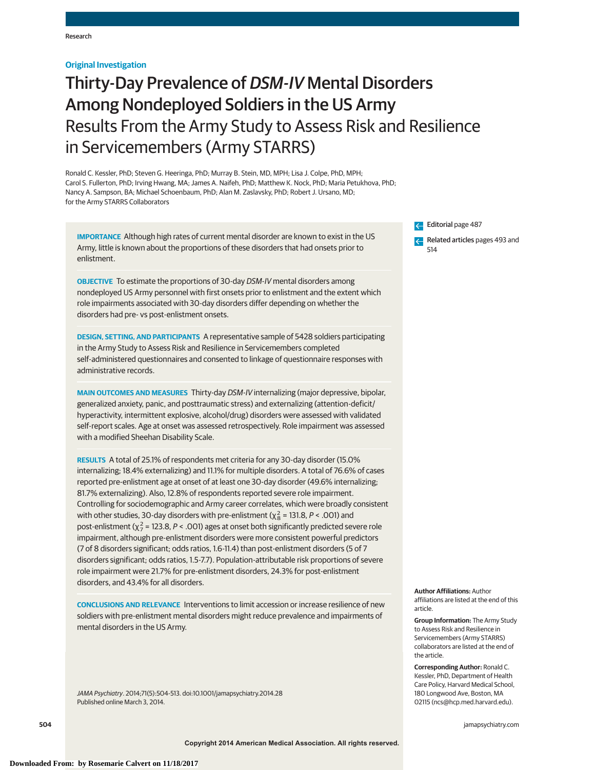Original Investigation

# Thirty-Day Prevalence of *DSM-IV* Mental Disorders Among Nondeployed Soldiers in the US Army

## Results From the Army Study to Assess Risk and Resilience in Servicemembers (Army STARRS)

Ronald C. Kessler, PhD; Steven G. Heeringa, PhD; Murray B. Stein, MD, MPH; Lisa J. Colpe, PhD, MPH; Carol S. Fullerton, PhD; Irving Hwang, MA; James A. Naifeh, PhD; Matthew K. Nock, PhD; Maria Petukhova, PhD; Nancy A. Sampson, BA; Michael Schoenbaum, PhD; Alan M. Zaslavsky, PhD; Robert J. Ursano, MD; for the Army STARRS Collaborators

Editorial page 487

Related articles pages 493 and 514

**IMPORTANCE** Although high rates of current mental disorder are known to exist in the US Army, little is known about the proportions of these disorders that had onsets prior to enlistment.

**OBJECTIVE** To estimate the proportions of 30-day *DSM-IV* mental disorders among nondeployed US Army personnel with first onsets prior to enlistment and the extent which role impairments associated with 30-day disorders differ depending on whether the disorders had pre- vs post-enlistment onsets.

**DESIGN, SETTING, AND PARTICIPANTS** A representative sample of 5428 soldiers participating in the Army Study to Assess Risk and Resilience in Servicemembers completed self-administered questionnaires and consented to linkage of questionnaire responses with administrative records.

**MAIN OUTCOMES AND MEASURES** Thirty-day *DSM-IV* internalizing (major depressive, bipolar, generalized anxiety, panic, and posttraumatic stress) and externalizing (attention-deficit/hyperactivity, intermittent explosive, alcohol/drug) disorders were assessed with validated self-report scales. Age at onset was assessed retrospectively. Role impairment was assessed with a modified Sheehan Disability Scale.

**RESULTS** A total of 25.1% of respondents met criteria for any 30-day disorder (15.0% internalizing; 18.4% externalizing) and 11.1% for multiple disorders. A total of 76.6% of cases reported pre-enlistment age at onset of at least one 30-day disorder (49.6% internalizing; 81.7% externalizing). Also, 12.8% of respondents reported severe role impairment. Controlling for sociodemographic and Army career correlates, which were broadly consistent with other studies, 30-day disorders with pre-enlistment ($\chi^2_8$ = 131.8, $P$ < .001) and post-enlistment ($\chi^2_7$ = 123.8, $P$ < .001) ages at onset both significantly predicted severe role impairment, although pre-enlistment disorders were more consistent powerful predictors (7 of 8 disorders significant; odds ratios, 1.6-11.4) than post-enlistment disorders (5 of 7 disorders significant; odds ratios, 1.5-7.7). Population-attributable risk proportions of severe role impairment were 21.7% for pre-enlistment disorders, 24.3% for post-enlistment disorders, and 43.4% for all disorders.

**CONCLUSIONS AND RELEVANCE** Interventions to limit accession or increase resilience of new soldiers with pre-enlistment mental disorders might reduce prevalence and impairments of mental disorders in the US Army.

*JAMA Psychiatry*. 2014;71(5):504-513. doi:10.1001/jamapsychiatry.2014.28
Published online March 3, 2014.

**Author Affiliations:** Author affiliations are listed at the end of this article.

**Group Information:** The Army Study to Assess Risk and Resilience in Servicemembers (Army STARRS) collaborators are listed at the end of the article.

**Corresponding Author:** Ronald C. Kessler, PhD, Department of Health Care Policy, Harvard Medical School, 180 Longwood Ave, Boston, MA 02115 (ncs@hcp.med.harvard.edu).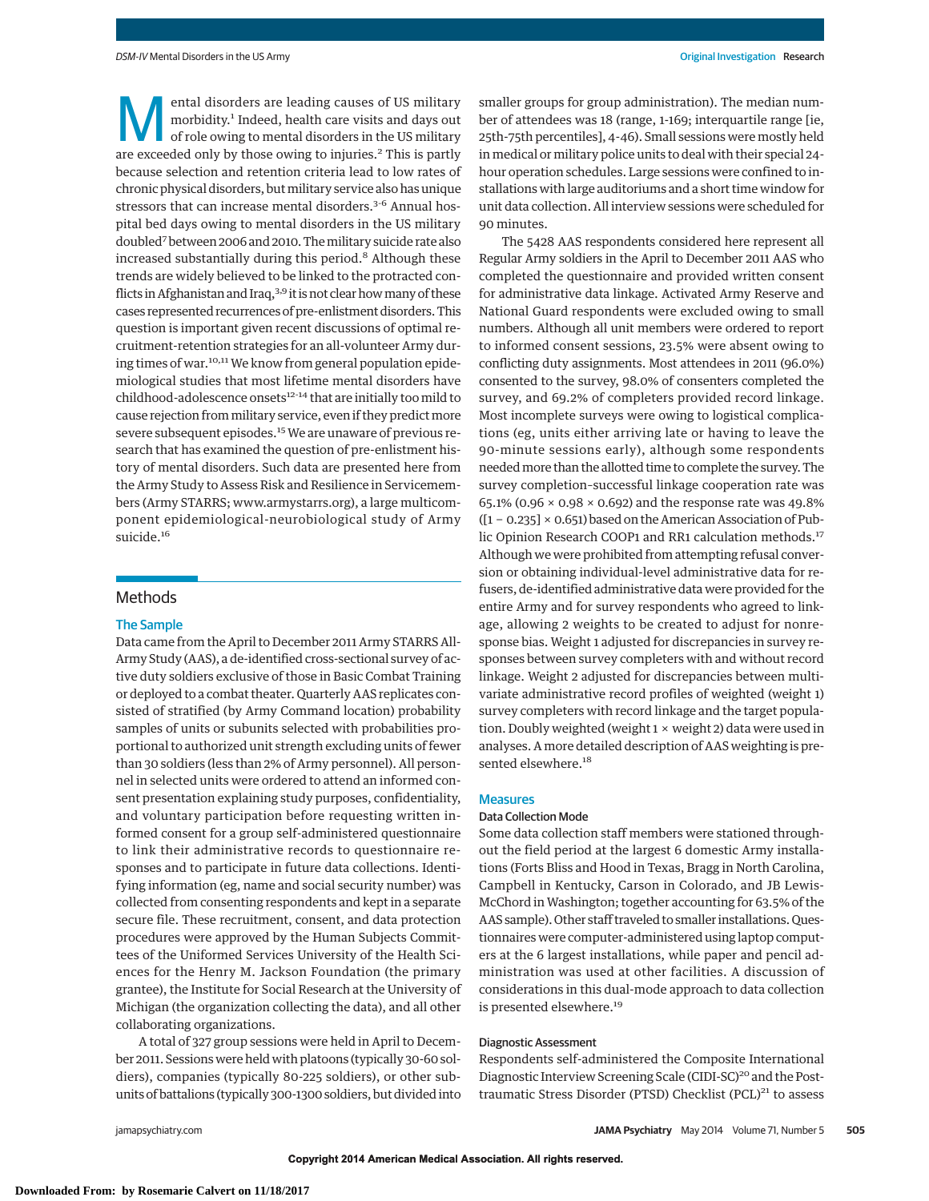Mental disorders are leading causes of US military morbidity.[1] Indeed, health care visits and days out of role owing to mental disorders in the US military are exceeded only by those owing to injuries.[2] This is partly because selection and retention criteria lead to low rates of chronic physical disorders, but military service also has unique stressors that can increase mental disorders.[3-6] Annual hospital bed days owing to mental disorders in the US military doubled[7] between 2006 and 2010. The military suicide rate also increased substantially during this period.[8] Although these trends are widely believed to be linked to the protracted conflicts in Afghanistan and Iraq,[3,9] it is not clear how many of these cases represented recurrences of pre-enlistment disorders. This question is important given recent discussions of optimal recruitment-retention strategies for an all-volunteer Army during times of war.[10,11] We know from general population epidemiological studies that most lifetime mental disorders have childhood-adolescence onsets[12-14] that are initially too mild to cause rejection from military service, even if they predict more severe subsequent episodes.[15] We are unaware of previous research that has examined the question of pre-enlistment history of mental disorders. Such data are presented here from the Army Study to Assess Risk and Resilience in Servicemembers (Army STARRS; www.armystarrs.org), a large multicomponent epidemiological-neurobiological study of Army suicide.[16]

## Methods

### The Sample

Data came from the April to December 2011 Army STARRS All-Army Study (AAS), a de-identified cross-sectional survey of active duty soldiers exclusive of those in Basic Combat Training or deployed to a combat theater. Quarterly AAS replicates consisted of stratified (by Army Command location) probability samples of units or subunits selected with probabilities proportional to authorized unit strength excluding units of fewer than 30 soldiers (less than 2% of Army personnel). All personnel in selected units were ordered to attend an informed consent presentation explaining study purposes, confidentiality, and voluntary participation before requesting written informed consent for a group self-administered questionnaire to link their administrative records to questionnaire responses and to participate in future data collections. Identifying information (eg, name and social security number) was collected from consenting respondents and kept in a separate secure file. These recruitment, consent, and data protection procedures were approved by the Human Subjects Committees of the Uniformed Services University of the Health Sciences for the Henry M. Jackson Foundation (the primary grantee), the Institute for Social Research at the University of Michigan (the organization collecting the data), and all other collaborating organizations.

A total of 327 group sessions were held in April to December 2011. Sessions were held with platoons (typically 30-60 soldiers), companies (typically 80-225 soldiers), or other subunits of battalions (typically 300-1300 soldiers, but divided into smaller groups for group administration). The median number of attendees was 18 (range, 1-169; interquartile range [ie, 25th-75th percentiles], 4-46). Small sessions were mostly held in medical or military police units to deal with their special 24-hour operation schedules. Large sessions were confined to installations with large auditoriums and a short time window for unit data collection. All interview sessions were scheduled for 90 minutes.

The 5428 AAS respondents considered here represent all Regular Army soldiers in the April to December 2011 AAS who completed the questionnaire and provided written consent for administrative data linkage. Activated Army Reserve and National Guard respondents were excluded owing to small numbers. Although all unit members were ordered to report to informed consent sessions, 23.5% were absent owing to conflicting duty assignments. Most attendees in 2011 (96.0%) consented to the survey, 98.0% of consenters completed the survey, and 69.2% of completers provided record linkage. Most incomplete surveys were owing to logistical complications (eg, units either arriving late or having to leave the 90-minute sessions early), although some respondents needed more than the allotted time to complete the survey. The survey completion–successful linkage cooperation rate was 65.1% ($0.96 \times 0.98 \times 0.692$) and the response rate was 49.8% ($[1 - 0.235] \times 0.651$) based on the American Association of Public Opinion Research COOP1 and RR1 calculation methods.[17] Although we were prohibited from attempting refusal conversion or obtaining individual-level administrative data for refusers, de-identified administrative data were provided for the entire Army and for survey respondents who agreed to linkage, allowing 2 weights to be created to adjust for nonresponse bias. Weight 1 adjusted for discrepancies in survey responses between survey completers with and without record linkage. Weight 2 adjusted for discrepancies between multivariate administrative record profiles of weighted (weight 1) survey completers with record linkage and the target population. Doubly weighted (weight 1 × weight 2) data were used in analyses. A more detailed description of AAS weighting is presented elsewhere.[18]

### Measures

#### Data Collection Mode

Some data collection staff members were stationed throughout the field period at the largest 6 domestic Army installations (Forts Bliss and Hood in Texas, Bragg in North Carolina, Campbell in Kentucky, Carson in Colorado, and JB Lewis-McChord in Washington; together accounting for 63.5% of the AAS sample). Other staff traveled to smaller installations. Questionnaires were computer-administered using laptop computers at the 6 largest installations, while paper and pencil administration was used at other facilities. A discussion of considerations in this dual-mode approach to data collection is presented elsewhere.[19]

#### Diagnostic Assessment

Respondents self-administered the Composite International Diagnostic Interview Screening Scale (CIDI-SC)[20] and the Posttraumatic Stress Disorder (PTSD) Checklist (PCL)[21] to assess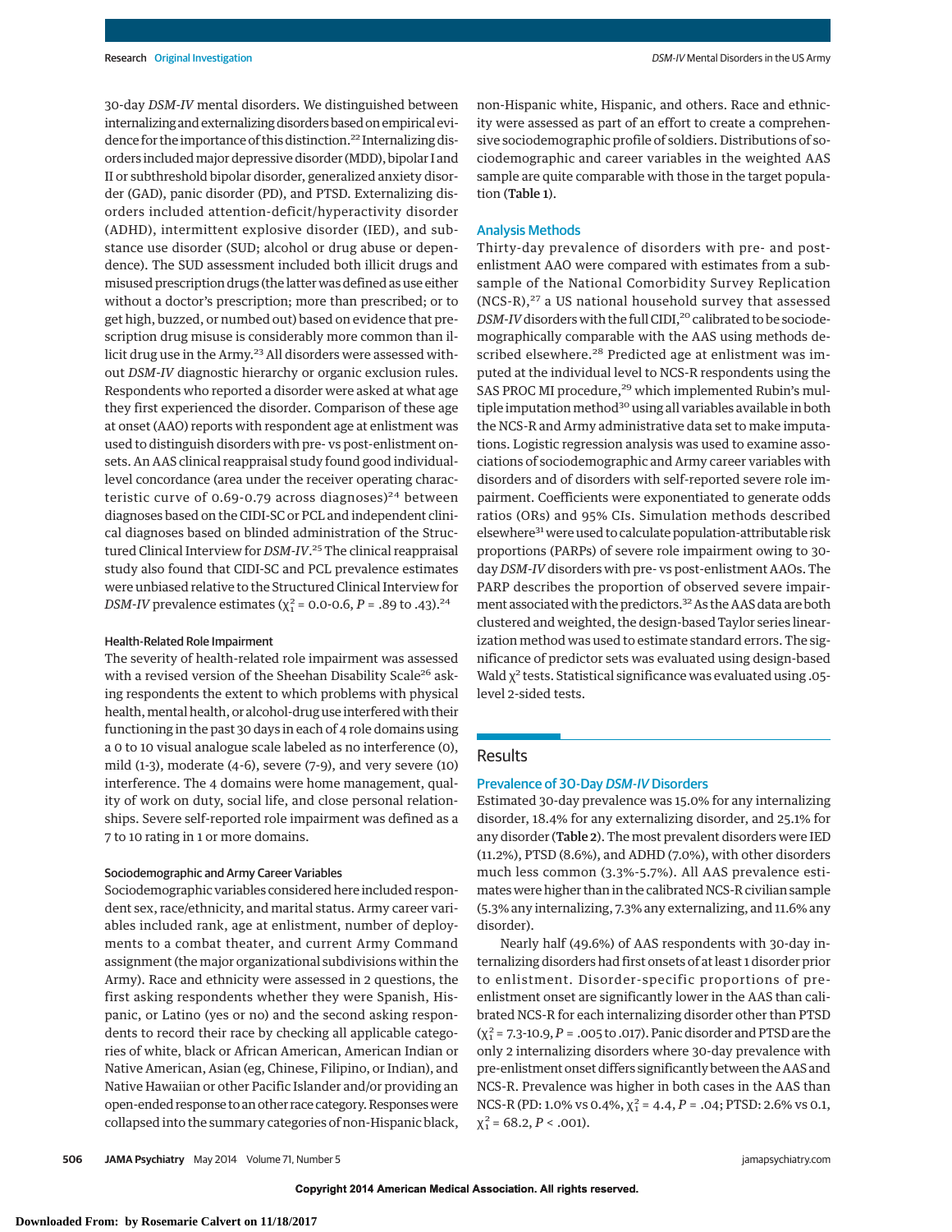30-day *DSM-IV* mental disorders. We distinguished between internalizing and externalizing disorders based on empirical evidence for the importance of this distinction.[22] Internalizing disorders included major depressive disorder (MDD), bipolar I and II or subthreshold bipolar disorder, generalized anxiety disorder (GAD), panic disorder (PD), and PTSD. Externalizing disorders included attention-deficit/hyperactivity disorder (ADHD), intermittent explosive disorder (IED), and substance use disorder (SUD; alcohol or drug abuse or dependence). The SUD assessment included both illicit drugs and misused prescription drugs (the latter was defined as use either without a doctor's prescription; more than prescribed; or to get high, buzzed, or numbed out) based on evidence that prescription drug misuse is considerably more common than illicit drug use in the Army.[23] All disorders were assessed without *DSM-IV* diagnostic hierarchy or organic exclusion rules. Respondents who reported a disorder were asked at what age they first experienced the disorder. Comparison of these age at onset (AAO) reports with respondent age at enlistment was used to distinguish disorders with pre- vs post-enlistment onsets. An AAS clinical reappraisal study found good individual-level concordance (area under the receiver operating characteristic curve of 0.69-0.79 across diagnoses)[24] between diagnoses based on the CIDI-SC or PCL and independent clinical diagnoses based on blinded administration of the Structured Clinical Interview for *DSM-IV*.[25] The clinical reappraisal study also found that CIDI-SC and PCL prevalence estimates were unbiased relative to the Structured Clinical Interview for *DSM-IV* prevalence estimates ($\chi^2_1$ = 0.0-0.6, *P* = .89 to .43).[24]

### Health-Related Role Impairment

The severity of health-related role impairment was assessed with a revised version of the Sheehan Disability Scale[26] asking respondents the extent to which problems with physical health, mental health, or alcohol-drug use interfered with their functioning in the past 30 days in each of 4 role domains using a 0 to 10 visual analogue scale labeled as no interference (0), mild (1-3), moderate (4-6), severe (7-9), and very severe (10) interference. The 4 domains were home management, quality of work on duty, social life, and close personal relationships. Severe self-reported role impairment was defined as a 7 to 10 rating in 1 or more domains.

### Sociodemographic and Army Career Variables

Sociodemographic variables considered here included respondent sex, race/ethnicity, and marital status. Army career variables included rank, age at enlistment, number of deployments to a combat theater, and current Army Command assignment (the major organizational subdivisions within the Army). Race and ethnicity were assessed in 2 questions, the first asking respondents whether they were Spanish, Hispanic, or Latino (yes or no) and the second asking respondents to record their race by checking all applicable categories of white, black or African American, American Indian or Native American, Asian (eg, Chinese, Filipino, or Indian), and Native Hawaiian or other Pacific Islander and/or providing an open-ended response to an other race category. Responses were collapsed into the summary categories of non-Hispanic black, non-Hispanic white, Hispanic, and others. Race and ethnicity were assessed as part of an effort to create a comprehensive sociodemographic profile of soldiers. Distributions of sociodemographic and career variables in the weighted AAS sample are quite comparable with those in the target population (**Table 1**).

### Analysis Methods

Thirty-day prevalence of disorders with pre- and post-enlistment AAO were compared with estimates from a subsample of the National Comorbidity Survey Replication (NCS-R),[27] a US national household survey that assessed *DSM-IV* disorders with the full CIDI,[20] calibrated to be sociodemographically comparable with the AAS using methods described elsewhere.[28] Predicted age at enlistment was imputed at the individual level to NCS-R respondents using the SAS PROC MI procedure,[29] which implemented Rubin's multiple imputation method[30] using all variables available in both the NCS-R and Army administrative data set to make imputations. Logistic regression analysis was used to examine associations of sociodemographic and Army career variables with disorders and of disorders with self-reported severe role impairment. Coefficients were exponentiated to generate odds ratios (ORs) and 95% CIs. Simulation methods described elsewhere[31] were used to calculate population-attributable risk proportions (PARPs) of severe role impairment owing to 30-day *DSM-IV* disorders with pre- vs post-enlistment AAOs. The PARP describes the proportion of observed severe impairment associated with the predictors.[32] As the AAS data are both clustered and weighted, the design-based Taylor series linearization method was used to estimate standard errors. The significance of predictor sets was evaluated using design-based Wald $\chi^2$ tests. Statistical significance was evaluated using .05-level 2-sided tests.

## Results

### Prevalence of 30-Day *DSM-IV* Disorders

Estimated 30-day prevalence was 15.0% for any internalizing disorder, 18.4% for any externalizing disorder, and 25.1% for any disorder (**Table 2**). The most prevalent disorders were IED (11.2%), PTSD (8.6%), and ADHD (7.0%), with other disorders much less common (3.3%-5.7%). All AAS prevalence estimates were higher than in the calibrated NCS-R civilian sample (5.3% any internalizing, 7.3% any externalizing, and 11.6% any disorder).

Nearly half (49.6%) of AAS respondents with 30-day internalizing disorders had first onsets of at least 1 disorder prior to enlistment. Disorder-specific proportions of pre-enlistment onset are significantly lower in the AAS than calibrated NCS-R for each internalizing disorder other than PTSD ($\chi^2_1$ = 7.3-10.9, *P* = .005 to .017). Panic disorder and PTSD are the only 2 internalizing disorders where 30-day prevalence with pre-enlistment onset differs significantly between the AAS and NCS-R. Prevalence was higher in both cases in the AAS than NCS-R (PD: 1.0% vs 0.4%, $\chi^2_1$ = 4.4, *P* = .04; PTSD: 2.6% vs 0.1, $\chi^2_1$ = 68.2, *P* < .001).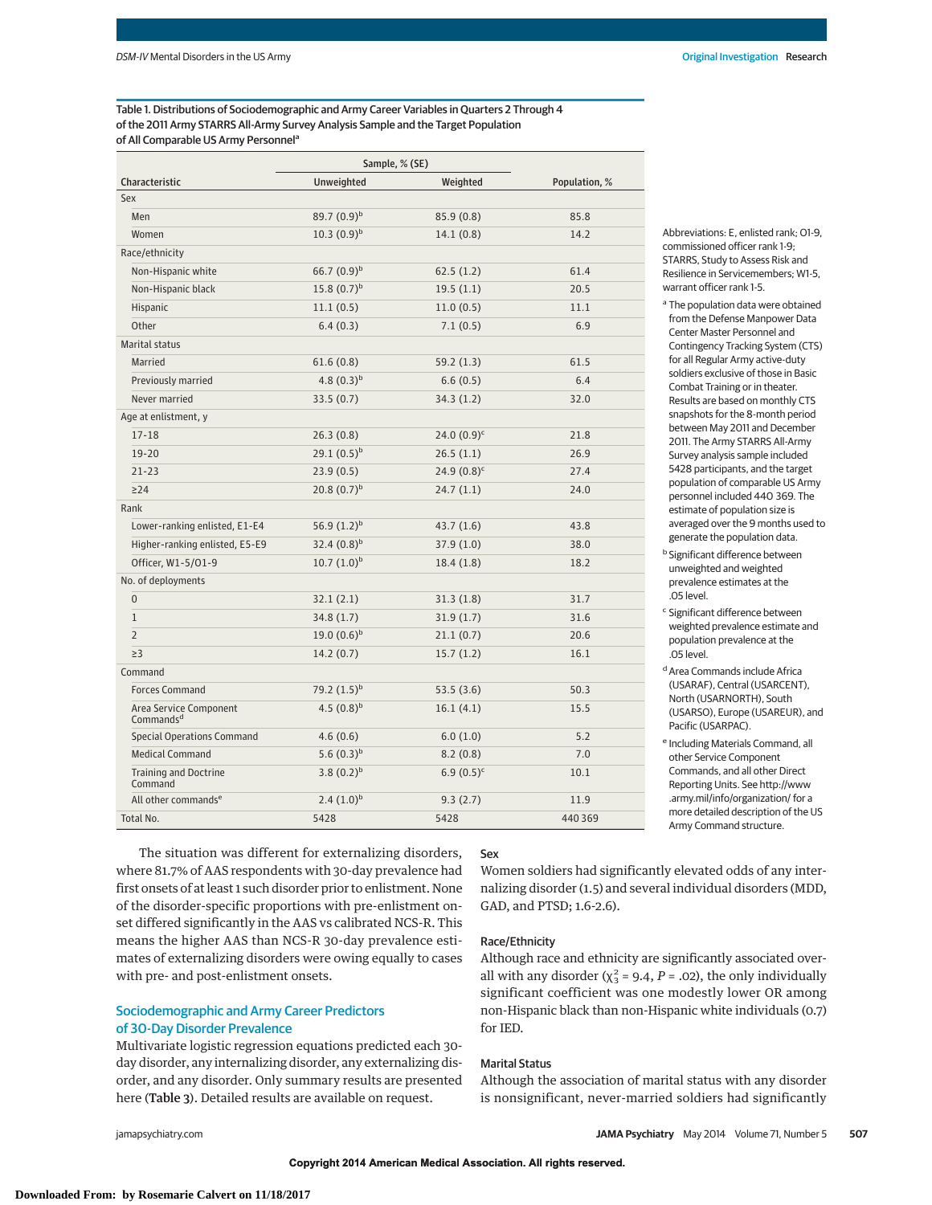Table 1. Distributions of Sociodemographic and Army Career Variables in Quarters 2 Through 4 of the 2011 Army STARRS All-Army Survey Analysis Sample and the Target Population of All Comparable US Army Personnel[a]

| Characteristic | Sample, % (SE) | | Population, % |
|---|---|---|---|
| | Unweighted | Weighted | |
| Sex | | | |
| Men | 89.7 (0.9)[b] | 85.9 (0.8) | 85.8 |
| Women | 10.3 (0.9)[b] | 14.1 (0.8) | 14.2 |
| Race/ethnicity | | | |
| Non-Hispanic white | 66.7 (0.9)[b] | 62.5 (1.2) | 61.4 |
| Non-Hispanic black | 15.8 (0.7)[b] | 19.5 (1.1) | 20.5 |
| Hispanic | 11.1 (0.5) | 11.0 (0.5) | 11.1 |
| Other | 6.4 (0.3) | 7.1 (0.5) | 6.9 |
| Marital status | | | |
| Married | 61.6 (0.8) | 59.2 (1.3) | 61.5 |
| Previously married | 4.8 (0.3)[b] | 6.6 (0.5) | 6.4 |
| Never married | 33.5 (0.7) | 34.3 (1.2) | 32.0 |
| Age at enlistment, y | | | |
| 17-18 | 26.3 (0.8) | 24.0 (0.9)[c] | 21.8 |
| 19-20 | 29.1 (0.5)[b] | 26.5 (1.1) | 26.9 |
| 21-23 | 23.9 (0.5) | 24.9 (0.8)[c] | 27.4 |
| ≥24 | 20.8 (0.7)[b] | 24.7 (1.1) | 24.0 |
| Rank | | | |
| Lower-ranking enlisted, E1-E4 | 56.9 (1.2)[b] | 43.7 (1.6) | 43.8 |
| Higher-ranking enlisted, E5-E9 | 32.4 (0.8)[b] | 37.9 (1.0) | 38.0 |
| Officer, W1-5/O1-9 | 10.7 (1.0)[b] | 18.4 (1.8) | 18.2 |
| No. of deployments | | | |
| 0 | 32.1 (2.1) | 31.3 (1.8) | 31.7 |
| 1 | 34.8 (1.7) | 31.9 (1.7) | 31.6 |
| 2 | 19.0 (0.6)[b] | 21.1 (0.7) | 20.6 |
| ≥3 | 14.2 (0.7) | 15.7 (1.2) | 16.1 |
| Command | | | |
| Forces Command | 79.2 (1.5)[b] | 53.5 (3.6) | 50.3 |
| Area Service Component Commands[d] | 4.5 (0.8)[b] | 16.1 (4.1) | 15.5 |
| Special Operations Command | 4.6 (0.6) | 6.0 (1.0) | 5.2 |
| Medical Command | 5.6 (0.3)[b] | 8.2 (0.8) | 7.0 |
| Training and Doctrine Command | 3.8 (0.2)[b] | 6.9 (0.5)[c] | 10.1 |
| All other commands[e] | 2.4 (1.0)[b] | 9.3 (2.7) | 11.9 |
| Total No. | 5428 | 5428 | 440 369 |

Abbreviations: E, enlisted rank; O1-9, commissioned officer rank 1-9; STARRS, Study to Assess Risk and Resilience in Servicemembers; W1-5, warrant officer rank 1-5.

[a] The population data were obtained from the Defense Manpower Data Center Master Personnel and Contingency Tracking System (CTS) for all Regular Army active-duty soldiers exclusive of those in Basic Combat Training or in theater. Results are based on monthly CTS snapshots for the 8-month period between May 2011 and December 2011. The Army STARRS All-Army Survey analysis sample included 5428 participants, and the target population of comparable US Army personnel included 440 369. The estimate of population size is averaged over the 9 months used to generate the population data.

[b] Significant difference between unweighted and weighted prevalence estimates at the .05 level.

[c] Significant difference between weighted prevalence estimate and population prevalence at the .05 level.

[d] Area Commands include Africa (USARAF), Central (USARCENT), North (USARNORTH), South (USARSO), Europe (USAREUR), and Pacific (USARPAC).

[e] Including Materials Command, all other Service Component Commands, and all other Direct Reporting Units. See http://www.army.mil/info/organization/ for a more detailed description of the US Army Command structure.

The situation was different for externalizing disorders, where 81.7% of AAS respondents with 30-day prevalence had first onsets of at least 1 such disorder prior to enlistment. None of the disorder-specific proportions with pre-enlistment onset differed significantly in the AAS vs calibrated NCS-R. This means the higher AAS than NCS-R 30-day prevalence estimates of externalizing disorders were owing equally to cases with pre- and post-enlistment onsets.

## Sociodemographic and Army Career Predictors of 30-Day Disorder Prevalence

Multivariate logistic regression equations predicted each 30-day disorder, any internalizing disorder, any externalizing disorder, and any disorder. Only summary results are presented here (Table 3). Detailed results are available on request.

### Sex

Women soldiers had significantly elevated odds of any internalizing disorder (1.5) and several individual disorders (MDD, GAD, and PTSD; 1.6-2.6).

### Race/Ethnicity

Although race and ethnicity are significantly associated overall with any disorder ($\chi^2_3 = 9.4$, $P = .02$), the only individually significant coefficient was one modestly lower OR among non-Hispanic black than non-Hispanic white individuals (0.7) for IED.

### Marital Status

Although the association of marital status with any disorder is nonsignificant, never-married soldiers had significantly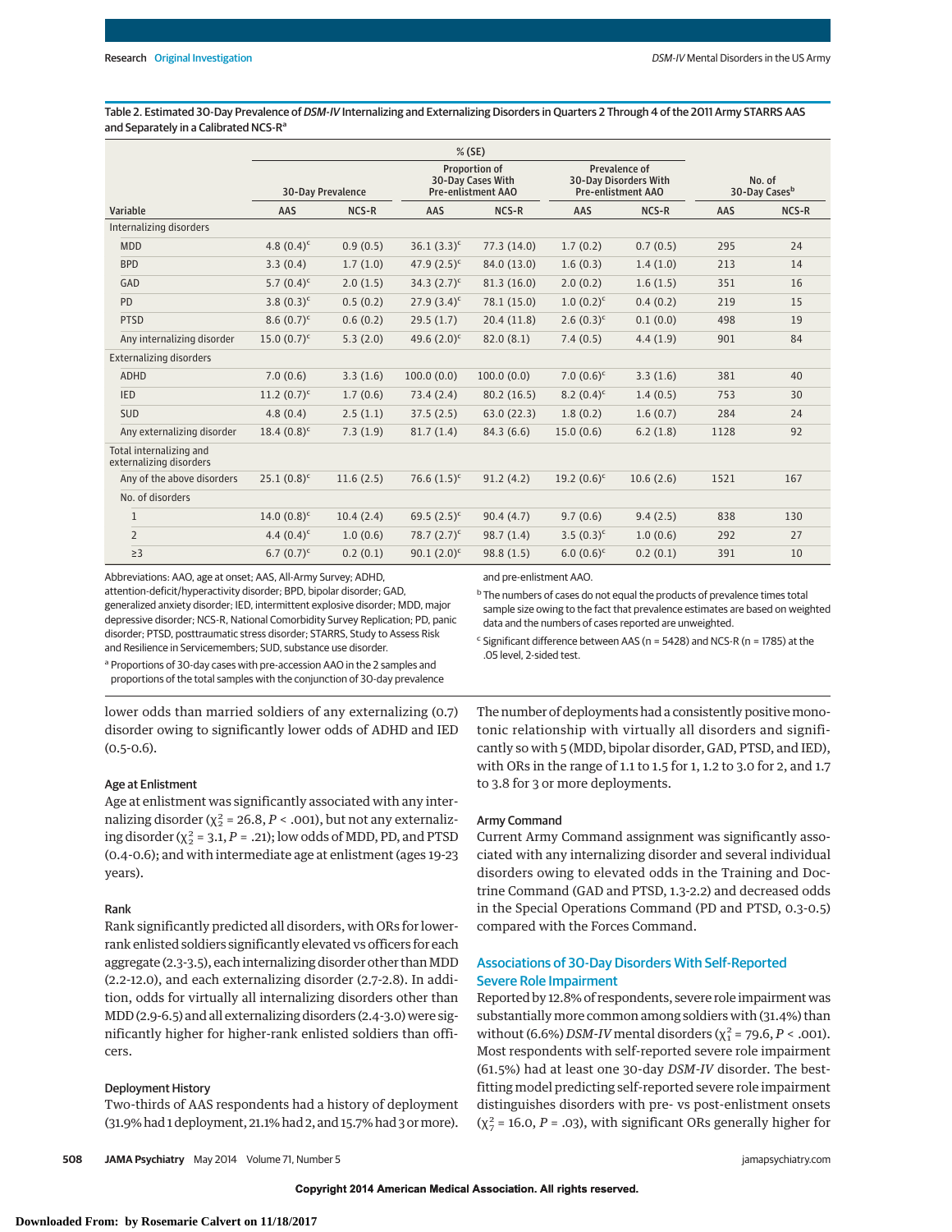Table 2. Estimated 30-Day Prevalence of *DSM-IV* Internalizing and Externalizing Disorders in Quarters 2 Through 4 of the 2011 Army STARRS AAS and Separately in a Calibrated NCS-R[a]

| Variable | 30-Day Prevalence, % (SE) | | Proportion of 30-Day Cases With Pre-enlistment AAO, % (SE) | | Prevalence of 30-Day Disorders With Pre-enlistment AAO, % (SE) | | No. of 30-Day Cases[b] | |
|---|---|---|---|---|---|---|---|---|
| | AAS | NCS-R | AAS | NCS-R | AAS | NCS-R | AAS | NCS-R |
| **Internalizing disorders** | | | | | | | | |
| MDD | 4.8 (0.4)[c] | 0.9 (0.5) | 36.1 (3.3)[c] | 77.3 (14.0) | 1.7 (0.2) | 0.7 (0.5) | 295 | 24 |
| BPD | 3.3 (0.4) | 1.7 (1.0) | 47.9 (2.5)[c] | 84.0 (13.0) | 1.6 (0.3) | 1.4 (1.0) | 213 | 14 |
| GAD | 5.7 (0.4)[c] | 2.0 (1.5) | 34.3 (2.7)[c] | 81.3 (16.0) | 2.0 (0.2) | 1.6 (1.5) | 351 | 16 |
| PD | 3.8 (0.3)[c] | 0.5 (0.2) | 27.9 (3.4)[c] | 78.1 (15.0) | 1.0 (0.2)[c] | 0.4 (0.2) | 219 | 15 |
| PTSD | 8.6 (0.7)[c] | 0.6 (0.2) | 29.5 (1.7) | 20.4 (11.8) | 2.6 (0.3)[c] | 0.1 (0.0) | 498 | 19 |
| Any internalizing disorder | 15.0 (0.7)[c] | 5.3 (2.0) | 49.6 (2.0)[c] | 82.0 (8.1) | 7.4 (0.5) | 4.4 (1.9) | 901 | 84 |
| **Externalizing disorders** | | | | | | | | |
| ADHD | 7.0 (0.6) | 3.3 (1.6) | 100.0 (0.0) | 100.0 (0.0) | 7.0 (0.6)[c] | 3.3 (1.6) | 381 | 40 |
| IED | 11.2 (0.7)[c] | 1.7 (0.6) | 73.4 (2.4) | 80.2 (16.5) | 8.2 (0.4)[c] | 1.4 (0.5) | 753 | 30 |
| SUD | 4.8 (0.4) | 2.5 (1.1) | 37.5 (2.5) | 63.0 (22.3) | 1.8 (0.2) | 1.6 (0.7) | 284 | 24 |
| Any externalizing disorder | 18.4 (0.8)[c] | 7.3 (1.9) | 81.7 (1.4) | 84.3 (6.6) | 15.0 (0.6) | 6.2 (1.8) | 1128 | 92 |
| **Total internalizing and externalizing disorders** | | | | | | | | |
| Any of the above disorders | 25.1 (0.8)[c] | 11.6 (2.5) | 76.6 (1.5)[c] | 91.2 (4.2) | 19.2 (0.6)[c] | 10.6 (2.6) | 1521 | 167 |
| No. of disorders | | | | | | | | |
| 1 | 14.0 (0.8)[c] | 10.4 (2.4) | 69.5 (2.5)[c] | 90.4 (4.7) | 9.7 (0.6) | 9.4 (2.5) | 838 | 130 |
| 2 | 4.4 (0.4)[c] | 1.0 (0.6) | 78.7 (2.7)[c] | 98.7 (1.4) | 3.5 (0.3)[c] | 1.0 (0.6) | 292 | 27 |
| ≥3 | 6.7 (0.7)[c] | 0.2 (0.1) | 90.1 (2.0)[c] | 98.8 (1.5) | 6.0 (0.6)[c] | 0.2 (0.1) | 391 | 10 |

Abbreviations: AAO, age at onset; AAS, All-Army Survey; ADHD, attention-deficit/hyperactivity disorder; BPD, bipolar disorder; GAD, generalized anxiety disorder; IED, intermittent explosive disorder; MDD, major depressive disorder; NCS-R, National Comorbidity Survey Replication; PD, panic disorder; PTSD, posttraumatic stress disorder; STARRS, Study to Assess Risk and Resilience in Servicemembers; SUD, substance use disorder.

[a] Proportions of 30-day cases with pre-accession AAO in the 2 samples and proportions of the total samples with the conjunction of 30-day prevalence and pre-enlistment AAO.

[b] The numbers of cases do not equal the products of prevalence times total sample size owing to the fact that prevalence estimates are based on weighted data and the numbers of cases reported are unweighted.

[c] Significant difference between AAS (n = 5428) and NCS-R (n = 1785) at the .05 level, 2-sided test.

lower odds than married soldiers of any externalizing (0.7) disorder owing to significantly lower odds of ADHD and IED (0.5-0.6).

### Age at Enlistment

Age at enlistment was significantly associated with any internalizing disorder ($\chi^2_2$ = 26.8, $P$ < .001), but not any externalizing disorder ($\chi^2_2$ = 3.1, $P$ = .21); low odds of MDD, PD, and PTSD (0.4-0.6); and with intermediate age at enlistment (ages 19-23 years).

### Rank

Rank significantly predicted all disorders, with ORs for lower-rank enlisted soldiers significantly elevated vs officers for each aggregate (2.3-3.5), each internalizing disorder other than MDD (2.2-12.0), and each externalizing disorder (2.7-2.8). In addition, odds for virtually all internalizing disorders other than MDD (2.9-6.5) and all externalizing disorders (2.4-3.0) were significantly higher for higher-rank enlisted soldiers than officers.

### Deployment History

Two-thirds of AAS respondents had a history of deployment (31.9% had 1 deployment, 21.1% had 2, and 15.7% had 3 or more). The number of deployments had a consistently positive monotonic relationship with virtually all disorders and significantly so with 5 (MDD, bipolar disorder, GAD, PTSD, and IED), with ORs in the range of 1.1 to 1.5 for 1, 1.2 to 3.0 for 2, and 1.7 to 3.8 for 3 or more deployments.

### Army Command

Current Army Command assignment was significantly associated with any internalizing disorder and several individual disorders owing to elevated odds in the Training and Doctrine Command (GAD and PTSD, 1.3-2.2) and decreased odds in the Special Operations Command (PD and PTSD, 0.3-0.5) compared with the Forces Command.

## Associations of 30-Day Disorders With Self-Reported Severe Role Impairment

Reported by 12.8% of respondents, severe role impairment was substantially more common among soldiers with (31.4%) than without (6.6%) *DSM-IV* mental disorders ($\chi^2_1$ = 79.6, $P$ < .001). Most respondents with self-reported severe role impairment (61.5%) had at least one 30-day *DSM-IV* disorder. The best-fitting model predicting self-reported severe role impairment distinguishes disorders with pre- vs post-enlistment onsets ($\chi^2_7$ = 16.0, $P$ = .03), with significant ORs generally higher for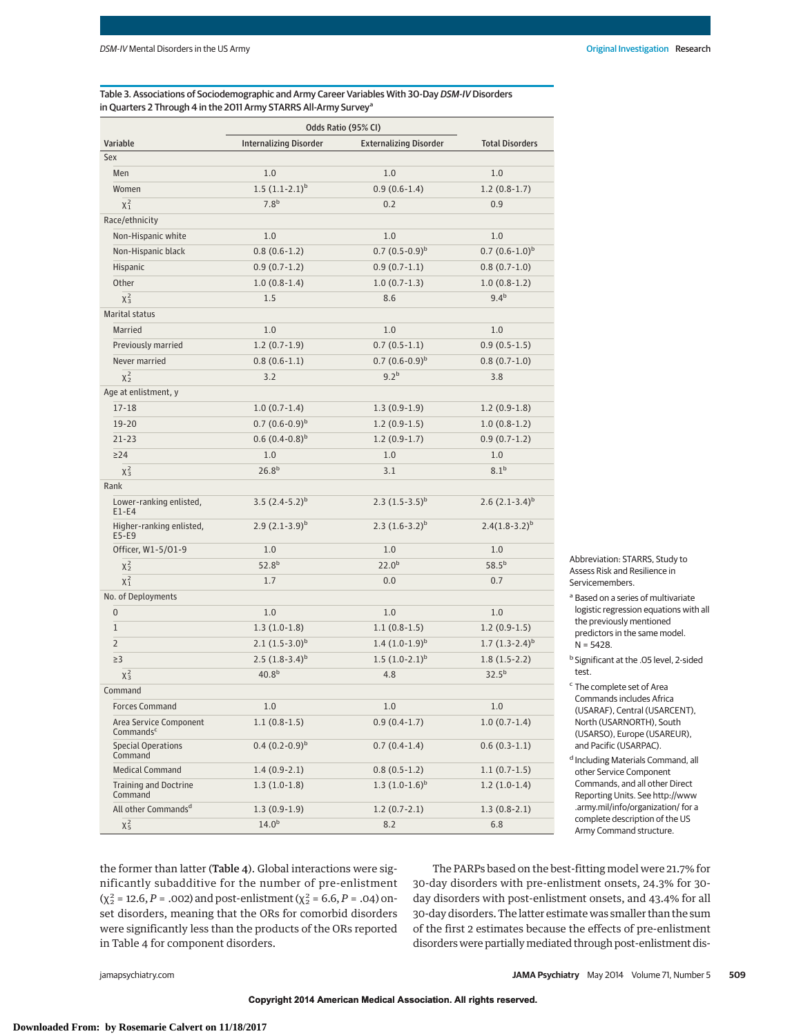Table 3. Associations of Sociodemographic and Army Career Variables With 30-Day *DSM-IV* Disorders in Quarters 2 Through 4 in the 2011 Army STARRS All-Army Survey[a]

| Variable | Odds Ratio (95% CI) | | |
|---|---|---|---|
| | Internalizing Disorder | Externalizing Disorder | Total Disorders |
| **Sex** | | | |
| Men | 1.0 | 1.0 | 1.0 |
| Women | 1.5 (1.1-2.1)[b] | 0.9 (0.6-1.4) | 1.2 (0.8-1.7) |
| $\chi^2_1$ | 7.8[b] | 0.2 | 0.9 |
| **Race/ethnicity** | | | |
| Non-Hispanic white | 1.0 | 1.0 | 1.0 |
| Non-Hispanic black | 0.8 (0.6-1.2) | 0.7 (0.5-0.9)[b] | 0.7 (0.6-1.0)[b] |
| Hispanic | 0.9 (0.7-1.2) | 0.9 (0.7-1.1) | 0.8 (0.7-1.0) |
| Other | 1.0 (0.8-1.4) | 1.0 (0.7-1.3) | 1.0 (0.8-1.2) |
| $\chi^2_3$ | 1.5 | 8.6 | 9.4[b] |
| **Marital status** | | | |
| Married | 1.0 | 1.0 | 1.0 |
| Previously married | 1.2 (0.7-1.9) | 0.7 (0.5-1.1) | 0.9 (0.5-1.5) |
| Never married | 0.8 (0.6-1.1) | 0.7 (0.6-0.9)[b] | 0.8 (0.7-1.0) |
| $\chi^2_2$ | 3.2 | 9.2[b] | 3.8 |
| **Age at enlistment, y** | | | |
| 17-18 | 1.0 (0.7-1.4) | 1.3 (0.9-1.9) | 1.2 (0.9-1.8) |
| 19-20 | 0.7 (0.6-0.9)[b] | 1.2 (0.9-1.5) | 1.0 (0.8-1.2) |
| 21-23 | 0.6 (0.4-0.8)[b] | 1.2 (0.9-1.7) | 0.9 (0.7-1.2) |
| ≥24 | 1.0 | 1.0 | 1.0 |
| $\chi^2_3$ | 26.8[b] | 3.1 | 8.1[b] |
| **Rank** | | | |
| Lower-ranking enlisted, E1-E4 | 3.5 (2.4-5.2)[b] | 2.3 (1.5-3.5)[b] | 2.6 (2.1-3.4)[b] |
| Higher-ranking enlisted, E5-E9 | 2.9 (2.1-3.9)[b] | 2.3 (1.6-3.2)[b] | 2.4(1.8-3.2)[b] |
| Officer, W1-5/O1-9 | 1.0 | 1.0 | 1.0 |
| $\chi^2_2$ | 52.8[b] | 22.0[b] | 58.5[b] |
| $\chi^2_1$ | 1.7 | 0.0 | 0.7 |
| **No. of Deployments** | | | |
| 0 | 1.0 | 1.0 | 1.0 |
| 1 | 1.3 (1.0-1.8) | 1.1 (0.8-1.5) | 1.2 (0.9-1.5) |
| 2 | 2.1 (1.5-3.0)[b] | 1.4 (1.0-1.9)[b] | 1.7 (1.3-2.4)[b] |
| ≥3 | 2.5 (1.8-3.4)[b] | 1.5 (1.0-2.1)[b] | 1.8 (1.5-2.2) |
| $\chi^2_3$ | 40.8[b] | 4.8 | 32.5[b] |
| **Command** | | | |
| Forces Command | 1.0 | 1.0 | 1.0 |
| Area Service Component Commands[c] | 1.1 (0.8-1.5) | 0.9 (0.4-1.7) | 1.0 (0.7-1.4) |
| Special Operations Command | 0.4 (0.2-0.9)[b] | 0.7 (0.4-1.4) | 0.6 (0.3-1.1) |
| Medical Command | 1.4 (0.9-2.1) | 0.8 (0.5-1.2) | 1.1 (0.7-1.5) |
| Training and Doctrine Command | 1.3 (1.0-1.8) | 1.3 (1.0-1.6)[b] | 1.2 (1.0-1.4) |
| All other Commands[d] | 1.3 (0.9-1.9) | 1.2 (0.7-2.1) | 1.3 (0.8-2.1) |
| $\chi^2_5$ | 14.0[b] | 8.2 | 6.8 |

Abbreviation: STARRS, Study to Assess Risk and Resilience in Servicemembers.

[a] Based on a series of multivariate logistic regression equations with all the previously mentioned predictors in the same model. N = 5428.

[b] Significant at the .05 level, 2-sided test.

[c] The complete set of Area Commands includes Africa (USARAF), Central (USARCENT), North (USARNORTH), South (USARSO), Europe (USAREUR), and Pacific (USARPAC).

[d] Including Materials Command, all other Service Component Commands, and all other Direct Reporting Units. See http://www.army.mil/info/organization/ for a complete description of the US Army Command structure.

the former than latter (**Table 4**). Global interactions were significantly subadditive for the number of pre-enlistment ($\chi^2_2$ = 12.6, $P$ = .002) and post-enlistment ($\chi^2_2$ = 6.6, $P$ = .04) onset disorders, meaning that the ORs for comorbid disorders were significantly less than the products of the ORs reported in Table 4 for component disorders.

The PARPs based on the best-fitting model were 21.7% for 30-day disorders with pre-enlistment onsets, 24.3% for 30-day disorders with post-enlistment onsets, and 43.4% for all 30-day disorders. The latter estimate was smaller than the sum of the first 2 estimates because the effects of pre-enlistment disorders were partially mediated through post-enlistment dis-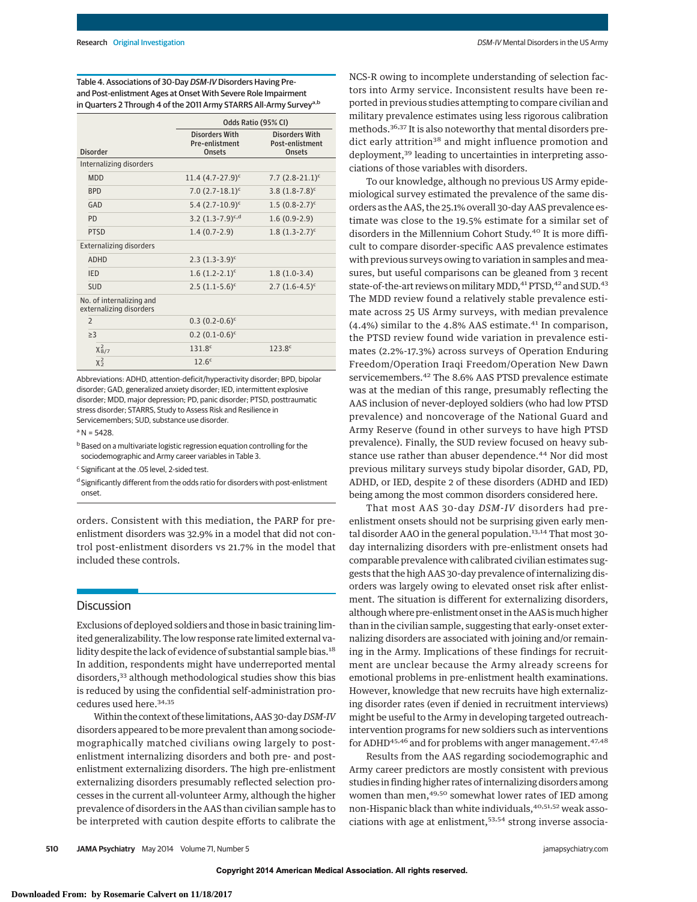Table 4. Associations of 30-Day *DSM-IV* Disorders Having Pre- and Post-enlistment Ages at Onset With Severe Role Impairment in Quarters 2 Through 4 of the 2011 Army STARRS All-Army Survey[a,b]

| Disorder | Odds Ratio (95% CI) | |
|---|---|---|
| | Disorders With Pre-enlistment Onsets | Disorders With Post-enlistment Onsets |
| Internalizing disorders | | |
| MDD | 11.4 (4.7-27.9)[c] | 7.7 (2.8-21.1)[c] |
| BPD | 7.0 (2.7-18.1)[c] | 3.8 (1.8-7.8)[c] |
| GAD | 5.4 (2.7-10.9)[c] | 1.5 (0.8-2.7)[c] |
| PD | 3.2 (1.3-7.9)[c,d] | 1.6 (0.9-2.9) |
| PTSD | 1.4 (0.7-2.9) | 1.8 (1.3-2.7)[c] |
| Externalizing disorders | | |
| ADHD | 2.3 (1.3-3.9)[c] | |
| IED | 1.6 (1.2-2.1)[c] | 1.8 (1.0-3.4) |
| SUD | 2.5 (1.1-5.6)[c] | 2.7 (1.6-4.5)[c] |
| No. of internalizing and externalizing disorders | | |
| 2 | 0.3 (0.2-0.6)[c] | |
| ≥3 | 0.2 (0.1-0.6)[c] | |
| $\chi^2_{8/7}$ | 131.8[c] | 123.8[c] |
| $\chi^2_2$ | 12.6[c] | |

Abbreviations: ADHD, attention-deficit/hyperactivity disorder; BPD, bipolar disorder; GAD, generalized anxiety disorder; IED, intermittent explosive disorder; MDD, major depression; PD, panic disorder; PTSD, posttraumatic stress disorder; STARRS, Study to Assess Risk and Resilience in Servicemembers; SUD, substance use disorder.

[a] N = 5428.

[b] Based on a multivariate logistic regression equation controlling for the sociodemographic and Army career variables in Table 3.

[c] Significant at the .05 level, 2-sided test.

[d] Significantly different from the odds ratio for disorders with post-enlistment onset.

orders. Consistent with this mediation, the PARP for pre-enlistment disorders was 32.9% in a model that did not control post-enlistment disorders vs 21.7% in the model that included these controls.

## Discussion

Exclusions of deployed soldiers and those in basic training limited generalizability. The low response rate limited external validity despite the lack of evidence of substantial sample bias.[18] In addition, respondents might have underreported mental disorders,[33] although methodological studies show this bias is reduced by using the confidential self-administration procedures used here.[34,35]

Within the context of these limitations, AAS 30-day *DSM-IV* disorders appeared to be more prevalent than among sociodemographically matched civilians owing largely to post-enlistment internalizing disorders and both pre- and post-enlistment externalizing disorders. The high pre-enlistment externalizing disorders presumably reflected selection processes in the current all-volunteer Army, although the higher prevalence of disorders in the AAS than civilian sample has to be interpreted with caution despite efforts to calibrate the NCS-R owing to incomplete understanding of selection factors into Army service. Inconsistent results have been reported in previous studies attempting to compare civilian and military prevalence estimates using less rigorous calibration methods.[36,37] It is also noteworthy that mental disorders predict early attrition[38] and might influence promotion and deployment,[39] leading to uncertainties in interpreting associations of those variables with disorders.

To our knowledge, although no previous US Army epidemiological survey estimated the prevalence of the same disorders as the AAS, the 25.1% overall 30-day AAS prevalence estimate was close to the 19.5% estimate for a similar set of disorders in the Millennium Cohort Study.[40] It is more difficult to compare disorder-specific AAS prevalence estimates with previous surveys owing to variation in samples and measures, but useful comparisons can be gleaned from 3 recent state-of-the-art reviews on military MDD,[41] PTSD,[42] and SUD.[43] The MDD review found a relatively stable prevalence estimate across 25 US Army surveys, with median prevalence (4.4%) similar to the 4.8% AAS estimate.[41] In comparison, the PTSD review found wide variation in prevalence estimates (2.2%-17.3%) across surveys of Operation Enduring Freedom/Operation Iraqi Freedom/Operation New Dawn servicemembers.[42] The 8.6% AAS PTSD prevalence estimate was at the median of this range, presumably reflecting the AAS inclusion of never-deployed soldiers (who had low PTSD prevalence) and noncoverage of the National Guard and Army Reserve (found in other surveys to have high PTSD prevalence). Finally, the SUD review focused on heavy substance use rather than abuser dependence.[44] Nor did most previous military surveys study bipolar disorder, GAD, PD, ADHD, or IED, despite 2 of these disorders (ADHD and IED) being among the most common disorders considered here.

That most AAS 30-day *DSM-IV* disorders had pre-enlistment onsets should not be surprising given early mental disorder AAO in the general population.[13,14] That most 30-day internalizing disorders with pre-enlistment onsets had comparable prevalence with calibrated civilian estimates suggests that the high AAS 30-day prevalence of internalizing disorders was largely owing to elevated onset risk after enlistment. The situation is different for externalizing disorders, although where pre-enlistment onset in the AAS is much higher than in the civilian sample, suggesting that early-onset externalizing disorders are associated with joining and/or remaining in the Army. Implications of these findings for recruitment are unclear because the Army already screens for emotional problems in pre-enlistment health examinations. However, knowledge that new recruits have high externalizing disorder rates (even if denied in recruitment interviews) might be useful to the Army in developing targeted outreach-intervention programs for new soldiers such as interventions for ADHD[45,46] and for problems with anger management.[47,48]

Results from the AAS regarding sociodemographic and Army career predictors are mostly consistent with previous studies in finding higher rates of internalizing disorders among women than men,[49,50] somewhat lower rates of IED among non-Hispanic black than white individuals,[40,51,52] weak associations with age at enlistment,[53,54] strong inverse associa-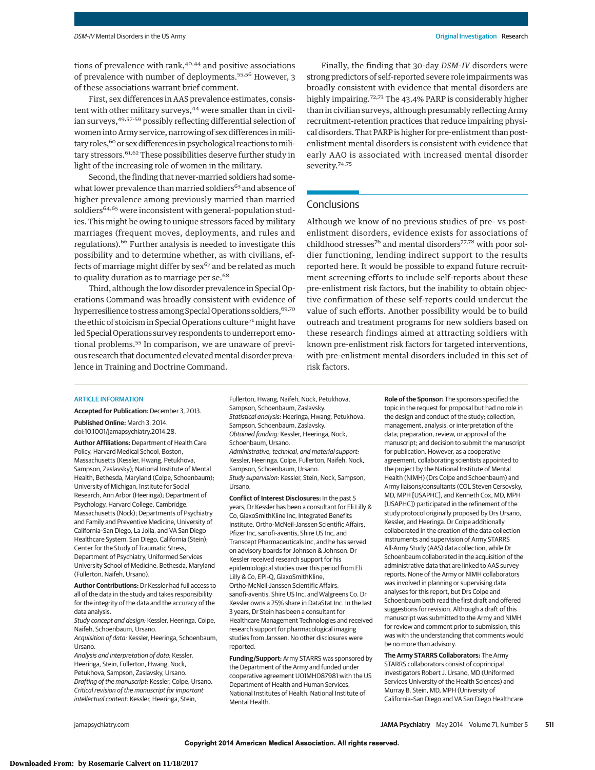tions of prevalence with rank,[40,44] and positive associations of prevalence with number of deployments.[55,56] However, 3 of these associations warrant brief comment.

First, sex differences in AAS prevalence estimates, consistent with other military surveys,[44] were smaller than in civilian surveys,[49,57-59] possibly reflecting differential selection of women into Army service, narrowing of sex differences in military roles,[60] or sex differences in psychological reactions to military stressors.[61,62] These possibilities deserve further study in light of the increasing role of women in the military.

Second, the finding that never-married soldiers had somewhat lower prevalence than married soldiers[63] and absence of higher prevalence among previously married than married soldiers[64,65] were inconsistent with general-population studies. This might be owing to unique stressors faced by military marriages (frequent moves, deployments, and rules and regulations).[66] Further analysis is needed to investigate this possibility and to determine whether, as with civilians, effects of marriage might differ by sex[67] and be related as much to quality duration as to marriage per se.[68]

Third, although the low disorder prevalence in Special Operations Command was broadly consistent with evidence of hyperresilience to stress among Special Operations soldiers,[69,70] the ethic of stoicism in Special Operations culture[71] might have led Special Operations survey respondents to underreport emotional problems.[55] In comparison, we are unaware of previous research that documented elevated mental disorder prevalence in Training and Doctrine Command.

Finally, the finding that 30-day *DSM-IV* disorders were strong predictors of self-reported severe role impairments was broadly consistent with evidence that mental disorders are highly impairing.[72,73] The 43.4% PARP is considerably higher than in civilian surveys, although presumably reflecting Army recruitment-retention practices that reduce impairing physical disorders. That PARP is higher for pre-enlistment than post-enlistment mental disorders is consistent with evidence that early AAO is associated with increased mental disorder severity.[74,75]

## Conclusions

Although we know of no previous studies of pre- vs post-enlistment disorders, evidence exists for associations of childhood stresses[76] and mental disorders[77,78] with poor soldier functioning, lending indirect support to the results reported here. It would be possible to expand future recruitment screening efforts to include self-reports about these pre-enlistment risk factors, but the inability to obtain objective confirmation of these self-reports could undercut the value of such efforts. Another possibility would be to build outreach and treatment programs for new soldiers based on these research findings aimed at attracting soldiers with known pre-enlistment risk factors for targeted interventions, with pre-enlistment mental disorders included in this set of risk factors.

### ARTICLE INFORMATION

**Accepted for Publication:** December 3, 2013.

**Published Online:** March 3, 2014. doi:10.1001/jamapsychiatry.2014.28.

**Author Affiliations:** Department of Health Care Policy, Harvard Medical School, Boston, Massachusetts (Kessler, Hwang, Petukhova, Sampson, Zaslavsky); National Institute of Mental Health, Bethesda, Maryland (Colpe, Schoenbaum); University of Michigan, Institute for Social Research, Ann Arbor (Heeringa); Department of Psychology, Harvard College, Cambridge, Massachusetts (Nock); Departments of Psychiatry and Family and Preventive Medicine, University of California–San Diego, La Jolla, and VA San Diego Healthcare System, San Diego, California (Stein); Center for the Study of Traumatic Stress, Department of Psychiatry, Uniformed Services University School of Medicine, Bethesda, Maryland (Fullerton, Naifeh, Ursano).

**Author Contributions:** Dr Kessler had full access to all of the data in the study and takes responsibility for the integrity of the data and the accuracy of the data analysis.

*Study concept and design:* Kessler, Heeringa, Colpe, Naifeh, Schoenbaum, Ursano.

*Acquisition of data:* Kessler, Heeringa, Schoenbaum, Ursano.

*Analysis and interpretation of data:* Kessler, Heeringa, Stein, Fullerton, Hwang, Nock, Petukhova, Sampson, Zaslavsky, Ursano.

*Drafting of the manuscript:* Kessler, Colpe, Ursano.

*Critical revision of the manuscript for important intellectual content:* Kessler, Heeringa, Stein, Fullerton, Hwang, Naifeh, Nock, Petukhova, Sampson, Schoenbaum, Zaslavsky.

*Statistical analysis:* Heeringa, Hwang, Petukhova, Sampson, Schoenbaum, Zaslavsky.

*Obtained funding:* Kessler, Heeringa, Nock, Schoenbaum, Ursano.

*Administrative, technical, and material support:* Kessler, Heeringa, Colpe, Fullerton, Naifeh, Nock, Sampson, Schoenbaum, Ursano.

*Study supervision:* Kessler, Stein, Nock, Sampson, Ursano.

**Conflict of Interest Disclosures:** In the past 5 years, Dr Kessler has been a consultant for Eli Lilly & Co, GlaxoSmithKline Inc, Integrated Benefits Institute, Ortho-McNeil-Janssen Scientific Affairs, Pfizer Inc, sanofi-aventis, Shire US Inc, and Transcept Pharmaceuticals Inc, and he has served on advisory boards for Johnson & Johnson. Dr Kessler received research support for his epidemiological studies over this period from Eli Lilly & Co, EPI-Q, GlaxoSmithKline, Ortho-McNeil-Janssen Scientific Affairs, sanofi-aventis, Shire US Inc, and Walgreens Co. Dr Kessler owns a 25% share in DataStat Inc. In the last 3 years, Dr Stein has been a consultant for Healthcare Management Technologies and received research support for pharmacological imaging studies from Janssen. No other disclosures were reported.

**Funding/Support:** Army STARRS was sponsored by the Department of the Army and funded under cooperative agreement U01MH087981 with the US Department of Health and Human Services, National Institutes of Health, National Institute of Mental Health.

**Role of the Sponsor:** The sponsors specified the topic in the request for proposal but had no role in the design and conduct of the study; collection, management, analysis, or interpretation of the data; preparation, review, or approval of the manuscript; and decision to submit the manuscript for publication. However, as a cooperative agreement, collaborating scientists appointed to the project by the National Institute of Mental Health (NIMH) (Drs Colpe and Schoenbaum) and Army liaisons/consultants (COL Steven Cersovsky, MD, MPH [USAPHC], and Kenneth Cox, MD, MPH [USAPHC]) participated in the refinement of the study protocol originally proposed by Drs Ursano, Kessler, and Heeringa. Dr Colpe additionally collaborated in the creation of the data collection instruments and supervision of Army STARRS All-Army Study (AAS) data collection, while Dr Schoenbaum collaborated in the acquisition of the administrative data that are linked to AAS survey reports. None of the Army or NIMH collaborators was involved in planning or supervising data analyses for this report, but Drs Colpe and Schoenbaum both read the first draft and offered suggestions for revision. Although a draft of this manuscript was submitted to the Army and NIMH for review and comment prior to submission, this was with the understanding that comments would be no more than advisory.

**The Army STARRS Collaborators:** The Army STARRS collaborators consist of coprincipal investigators Robert J. Ursano, MD (Uniformed Services University of the Health Sciences) and Murray B. Stein, MD, MPH (University of California–San Diego and VA San Diego Healthcare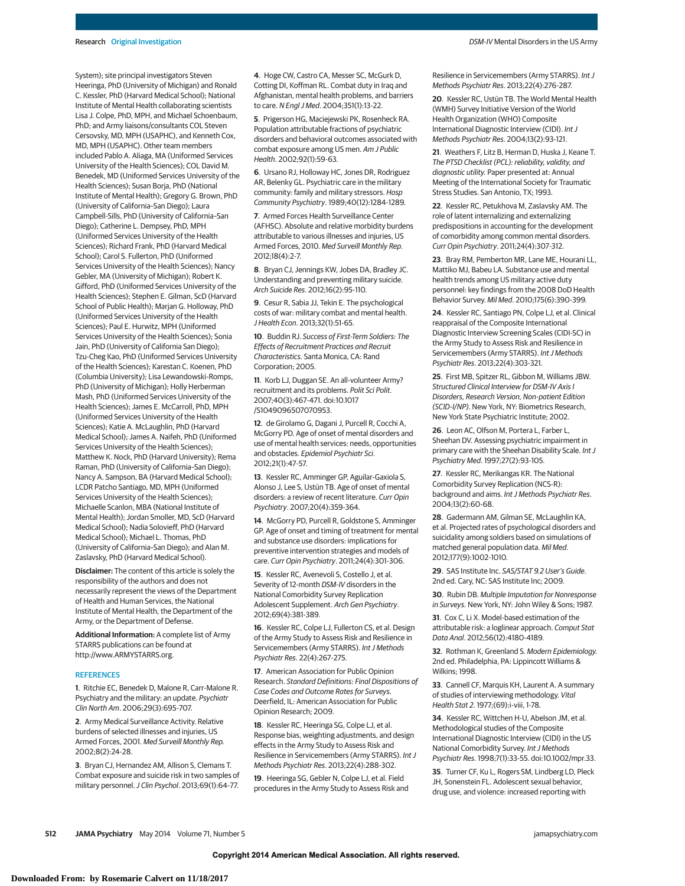System); site principal investigators Steven Heeringa, PhD (University of Michigan) and Ronald C. Kessler, PhD (Harvard Medical School); National Institute of Mental Health collaborating scientists Lisa J. Colpe, PhD, MPH, and Michael Schoenbaum, PhD; and Army liaisons/consultants COL Steven Cersovsky, MD, MPH (USAPHC), and Kenneth Cox, MD, MPH (USAPHC). Other team members included Pablo A. Aliaga, MA (Uniformed Services University of the Health Sciences); COL David M. Benedek, MD (Uniformed Services University of the Health Sciences); Susan Borja, PhD (National Institute of Mental Health); Gregory G. Brown, PhD (University of California–San Diego); Laura Campbell-Sills, PhD (University of California–San Diego); Catherine L. Dempsey, PhD, MPH (Uniformed Services University of the Health Sciences); Richard Frank, PhD (Harvard Medical School); Carol S. Fullerton, PhD (Uniformed Services University of the Health Sciences); Nancy Gebler, MA (University of Michigan); Robert K. Gifford, PhD (Uniformed Services University of the Health Sciences); Stephen E. Gilman, ScD (Harvard School of Public Health); Marjan G. Holloway, PhD (Uniformed Services University of the Health Sciences); Paul E. Hurwitz, MPH (Uniformed Services University of the Health Sciences); Sonia Jain, PhD (University of California San Diego); Tzu-Cheg Kao, PhD (Uniformed Services University of the Health Sciences); Karestan C. Koenen, PhD (Columbia University); Lisa Lewandowski-Romps, PhD (University of Michigan); Holly Herberman Mash, PhD (Uniformed Services University of the Health Sciences); James E. McCarroll, PhD, MPH (Uniformed Services University of the Health Sciences); Katie A. McLaughlin, PhD (Harvard Medical School); James A. Naifeh, PhD (Uniformed Services University of the Health Sciences); Matthew K. Nock, PhD (Harvard University); Rema Raman, PhD (University of California–San Diego); Nancy A. Sampson, BA (Harvard Medical School); LCDR Patcho Santiago, MD, MPH (Uniformed Services University of the Health Sciences); Michaelle Scanlon, MBA (National Institute of Mental Health); Jordan Smoller, MD, ScD (Harvard Medical School); Nadia Solovieff, PhD (Harvard Medical School); Michael L. Thomas, PhD (University of California–San Diego); and Alan M. Zaslavsky, PhD (Harvard Medical School).

**Disclaimer:** The content of this article is solely the responsibility of the authors and does not necessarily represent the views of the Department of Health and Human Services, the National Institute of Mental Health, the Department of the Army, or the Department of Defense.

**Additional Information:** A complete list of Army STARRS publications can be found at http://www.ARMYSTARRS.org.

## REFERENCES

1. Ritchie EC, Benedek D, Malone R, Carr-Malone R. Psychiatry and the military: an update. *Psychiatr Clin North Am*. 2006;29(3):695-707.
2. Army Medical Surveillance Activity. Relative burdens of selected illnesses and injuries, US Armed Forces, 2001. *Med Surveill Monthly Rep*. 2002;8(2):24-28.
3. Bryan CJ, Hernandez AM, Allison S, Clemans T. Combat exposure and suicide risk in two samples of military personnel. *J Clin Psychol*. 2013;69(1):64-77.
4. Hoge CW, Castro CA, Messer SC, McGurk D, Cotting DI, Koffman RL. Combat duty in Iraq and Afghanistan, mental health problems, and barriers to care. *N Engl J Med*. 2004;351(1):13-22.
5. Prigerson HG, Maciejewski PK, Rosenheck RA. Population attributable fractions of psychiatric disorders and behavioral outcomes associated with combat exposure among US men. *Am J Public Health*. 2002;92(1):59-63.
6. Ursano RJ, Holloway HC, Jones DR, Rodriguez AR, Belenky GL. Psychiatric care in the military community: family and military stressors. *Hosp Community Psychiatry*. 1989;40(12):1284-1289.
7. Armed Forces Health Surveillance Center (AFHSC). Absolute and relative morbidity burdens attributable to various illnesses and injuries, US Armed Forces, 2010. *Med Surveill Monthly Rep*. 2012;18(4):2-7.
8. Bryan CJ, Jennings KW, Jobes DA, Bradley JC. Understanding and preventing military suicide. *Arch Suicide Res*. 2012;16(2):95-110.
9. Cesur R, Sabia JJ, Tekin E. The psychological costs of war: military combat and mental health. *J Health Econ*. 2013;32(1):51-65.
10. Buddin RJ. *Success of First-Term Soldiers: The Effects of Recruitment Practices and Recruit Characteristics*. Santa Monica, CA: Rand Corporation; 2005.
11. Korb LJ, Duggan SE. An all-volunteer Army? recruitment and its problems. *Polit Sci Polit*. 2007;40(3):467-471. doi:10.1017/S1049096507070953.
12. de Girolamo G, Dagani J, Purcell R, Cocchi A, McGorry PD. Age of onset of mental disorders and use of mental health services: needs, opportunities and obstacles. *Epidemiol Psychiatr Sci*. 2012;21(1):47-57.
13. Kessler RC, Amminger GP, Aguilar-Gaxiola S, Alonso J, Lee S, Ustün TB. Age of onset of mental disorders: a review of recent literature. *Curr Opin Psychiatry*. 2007;20(4):359-364.
14. McGorry PD, Purcell R, Goldstone S, Amminger GP. Age of onset and timing of treatment for mental and substance use disorders: implications for preventive intervention strategies and models of care. *Curr Opin Psychiatry*. 2011;24(4):301-306.
15. Kessler RC, Avenevoli S, Costello J, et al. Severity of 12-month *DSM-IV* disorders in the National Comorbidity Survey Replication Adolescent Supplement. *Arch Gen Psychiatry*. 2012;69(4):381-389.
16. Kessler RC, Colpe LJ, Fullerton CS, et al. Design of the Army Study to Assess Risk and Resilience in Servicemembers (Army STARRS). *Int J Methods Psychiatr Res*. 22(4):267-275.
17. American Association for Public Opinion Research. *Standard Definitions: Final Dispositions of Case Codes and Outcome Rates for Surveys*. Deerfield, IL: American Association for Public Opinion Research; 2009.
18. Kessler RC, Heeringa SG, Colpe LJ, et al. Response bias, weighting adjustments, and design effects in the Army Study to Assess Risk and Resilience in Servicemembers (Army STARRS). *Int J Methods Psychiatr Res*. 2013;22(4):288-302.
19. Heeringa SG, Gebler N, Colpe LJ, et al. Field procedures in the Army Study to Assess Risk and Resilience in Servicemembers (Army STARRS). *Int J Methods Psychiatr Res*. 2013;22(4):276-287.
20. Kessler RC, Ustün TB. The World Mental Health (WMH) Survey Initiative Version of the World Health Organization (WHO) Composite International Diagnostic Interview (CIDI). *Int J Methods Psychiatr Res*. 2004;13(2):93-121.
21. Weathers F, Litz B, Herman D, Huska J, Keane T. *The PTSD Checklist (PCL): reliability, validity, and diagnostic utility.* Paper presented at: Annual Meeting of the International Society for Traumatic Stress Studies. San Antonio, TX; 1993.
22. Kessler RC, Petukhova M, Zaslavsky AM. The role of latent internalizing and externalizing predispositions in accounting for the development of comorbidity among common mental disorders. *Curr Opin Psychiatry*. 2011;24(4):307-312.
23. Bray RM, Pemberton MR, Lane ME, Hourani LL, Mattiko MJ, Babeu LA. Substance use and mental health trends among US military active duty personnel: key findings from the 2008 DoD Health Behavior Survey. *Mil Med*. 2010;175(6):390-399.
24. Kessler RC, Santiago PN, Colpe LJ, et al. Clinical reappraisal of the Composite International Diagnostic Interview Screening Scales (CIDI-SC) in the Army Study to Assess Risk and Resilience in Servicemembers (Army STARRS). *Int J Methods Psychiatr Res*. 2013;22(4):303-321.
25. First MB, Spitzer RL, Gibbon M, Williams JBW. *Structured Clinical Interview for DSM-IV Axis I Disorders, Research Version, Non-patient Edition (SCID-I/NP)*. New York, NY: Biometrics Research, New York State Psychiatric Institute; 2002.
26. Leon AC, Olfson M, Portera L, Farber L, Sheehan DV. Assessing psychiatric impairment in primary care with the Sheehan Disability Scale. *Int J Psychiatry Med*. 1997;27(2):93-105.
27. Kessler RC, Merikangas KR. The National Comorbidity Survey Replication (NCS-R): background and aims. *Int J Methods Psychiatr Res*. 2004;13(2):60-68.
28. Gadermann AM, Gilman SE, McLaughlin KA, et al. Projected rates of psychological disorders and suicidality among soldiers based on simulations of matched general population data. *Mil Med*. 2012;177(9):1002-1010.
29. SAS Institute Inc. *SAS/STAT 9.2 User's Guide*. 2nd ed. Cary, NC: SAS Institute Inc; 2009.
30. Rubin DB. *Multiple Imputation for Nonresponse in Surveys*. New York, NY: John Wiley & Sons; 1987.
31. Cox C, Li X. Model-based estimation of the attributable risk: a loglinear approach. *Comput Stat Data Anal*. 2012;56(12):4180-4189.
32. Rothman K, Greenland S. *Modern Epidemiology.* 2nd ed. Philadelphia, PA: Lippincott Williams & Wilkins; 1998.
33. Cannell CF, Marquis KH, Laurent A. A summary of studies of interviewing methodology. *Vital Health Stat 2*. 1977;(69):i-viii, 1-78.
34. Kessler RC, Wittchen H-U, Abelson JM, et al. Methodological studies of the Composite International Diagnostic Interview (CIDI) in the US National Comorbidity Survey. *Int J Methods Psychiatr Res*. 1998;7(1):33-55. doi:10.1002/mpr.33.
35. Turner CF, Ku L, Rogers SM, Lindberg LD, Pleck JH, Sonenstein FL. Adolescent sexual behavior, drug use, and violence: increased reporting with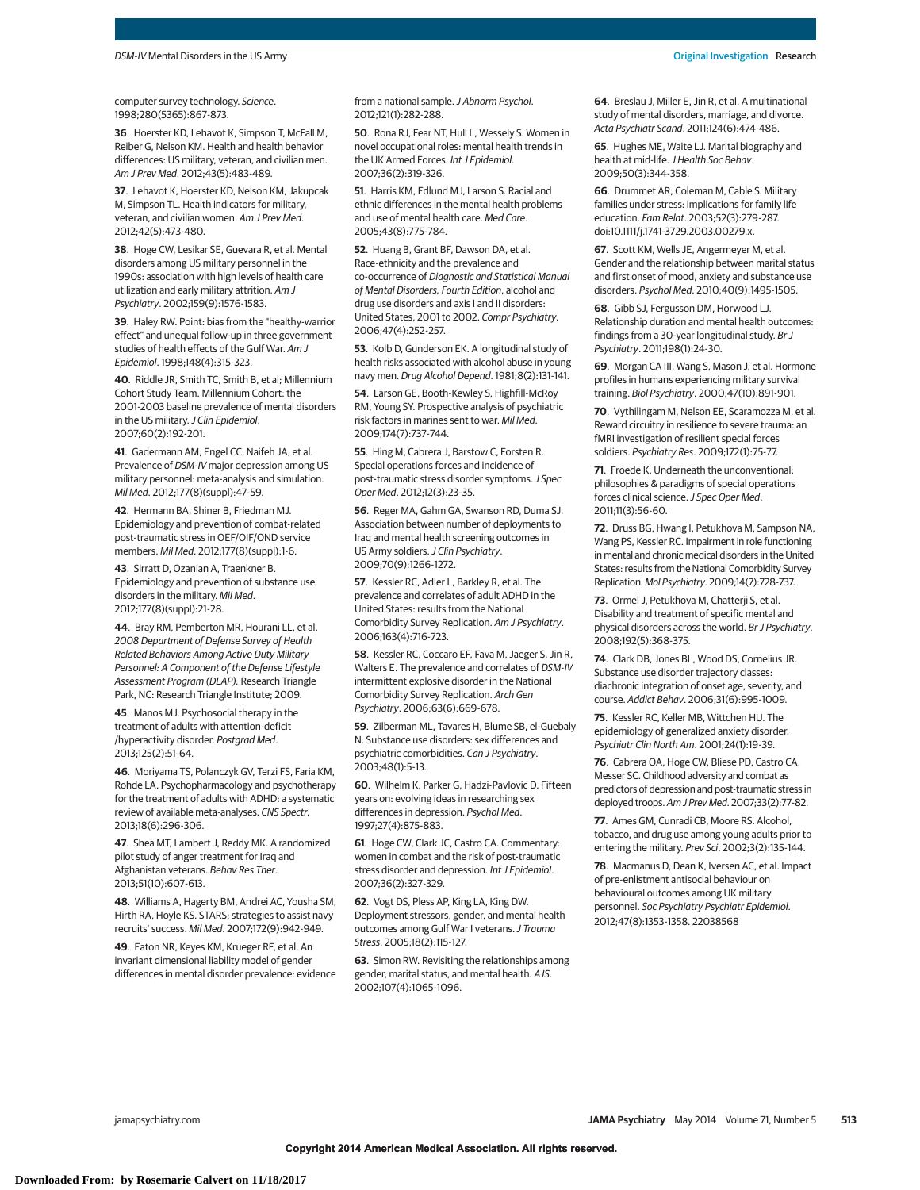computer survey technology. *Science*. 1998;280(5365):867-873.

**36**. Hoerster KD, Lehavot K, Simpson T, McFall M, Reiber G, Nelson KM. Health and health behavior differences: US military, veteran, and civilian men. *Am J Prev Med*. 2012;43(5):483-489.

**37**. Lehavot K, Hoerster KD, Nelson KM, Jakupcak M, Simpson TL. Health indicators for military, veteran, and civilian women. *Am J Prev Med*. 2012;42(5):473-480.

**38**. Hoge CW, Lesikar SE, Guevara R, et al. Mental disorders among US military personnel in the 1990s: association with high levels of health care utilization and early military attrition. *Am J Psychiatry*. 2002;159(9):1576-1583.

**39**. Haley RW. Point: bias from the "healthy-warrior effect" and unequal follow-up in three government studies of health effects of the Gulf War. *Am J Epidemiol*. 1998;148(4):315-323.

**40**. Riddle JR, Smith TC, Smith B, et al; Millennium Cohort Study Team. Millennium Cohort: the 2001-2003 baseline prevalence of mental disorders in the US military. *J Clin Epidemiol*. 2007;60(2):192-201.

**41**. Gadermann AM, Engel CC, Naifeh JA, et al. Prevalence of *DSM-IV* major depression among US military personnel: meta-analysis and simulation. *Mil Med*. 2012;177(8)(suppl):47-59.

**42**. Hermann BA, Shiner B, Friedman MJ. Epidemiology and prevention of combat-related post-traumatic stress in OEF/OIF/OND service members. *Mil Med*. 2012;177(8)(suppl):1-6.

**43**. Sirratt D, Ozanian A, Traenkner B. Epidemiology and prevention of substance use disorders in the military. *Mil Med*. 2012;177(8)(suppl):21-28.

**44**. Bray RM, Pemberton MR, Hourani LL, et al. *2008 Department of Defense Survey of Health Related Behaviors Among Active Duty Military Personnel: A Component of the Defense Lifestyle Assessment Program (DLAP)*. Research Triangle Park, NC: Research Triangle Institute; 2009.

**45**. Manos MJ. Psychosocial therapy in the treatment of adults with attention-deficit /hyperactivity disorder. *Postgrad Med*. 2013;125(2):51-64.

**46**. Moriyama TS, Polanczyk GV, Terzi FS, Faria KM, Rohde LA. Psychopharmacology and psychotherapy for the treatment of adults with ADHD: a systematic review of available meta-analyses. *CNS Spectr*. 2013;18(6):296-306.

**47**. Shea MT, Lambert J, Reddy MK. A randomized pilot study of anger treatment for Iraq and Afghanistan veterans. *Behav Res Ther*. 2013;51(10):607-613.

**48**. Williams A, Hagerty BM, Andrei AC, Yousha SM, Hirth RA, Hoyle KS. STARS: strategies to assist navy recruits' success. *Mil Med*. 2007;172(9):942-949.

**49**. Eaton NR, Keyes KM, Krueger RF, et al. An invariant dimensional liability model of gender differences in mental disorder prevalence: evidence from a national sample. *J Abnorm Psychol*. 2012;121(1):282-288.

**50**. Rona RJ, Fear NT, Hull L, Wessely S. Women in novel occupational roles: mental health trends in the UK Armed Forces. *Int J Epidemiol*. 2007;36(2):319-326.

**51**. Harris KM, Edlund MJ, Larson S. Racial and ethnic differences in the mental health problems and use of mental health care. *Med Care*. 2005;43(8):775-784.

**52**. Huang B, Grant BF, Dawson DA, et al. Race-ethnicity and the prevalence and co-occurrence of *Diagnostic and Statistical Manual of Mental Disorders, Fourth Edition*, alcohol and drug use disorders and axis I and II disorders: United States, 2001 to 2002. *Compr Psychiatry*. 2006;47(4):252-257.

**53**. Kolb D, Gunderson EK. A longitudinal study of health risks associated with alcohol abuse in young navy men. *Drug Alcohol Depend*. 1981;8(2):131-141.

**54**. Larson GE, Booth-Kewley S, Highfill-McRoy RM, Young SY. Prospective analysis of psychiatric risk factors in marines sent to war. *Mil Med*. 2009;174(7):737-744.

**55**. Hing M, Cabrera J, Barstow C, Forsten R. Special operations forces and incidence of post-traumatic stress disorder symptoms. *J Spec Oper Med*. 2012;12(3):23-35.

**56**. Reger MA, Gahm GA, Swanson RD, Duma SJ. Association between number of deployments to Iraq and mental health screening outcomes in US Army soldiers. *J Clin Psychiatry*. 2009;70(9):1266-1272.

**57**. Kessler RC, Adler L, Barkley R, et al. The prevalence and correlates of adult ADHD in the United States: results from the National Comorbidity Survey Replication. *Am J Psychiatry*. 2006;163(4):716-723.

**58**. Kessler RC, Coccaro EF, Fava M, Jaeger S, Jin R, Walters E. The prevalence and correlates of *DSM-IV* intermittent explosive disorder in the National Comorbidity Survey Replication. *Arch Gen Psychiatry*. 2006;63(6):669-678.

**59**. Zilberman ML, Tavares H, Blume SB, el-Guebaly N. Substance use disorders: sex differences and psychiatric comorbidities. *Can J Psychiatry*. 2003;48(1):5-13.

**60**. Wilhelm K, Parker G, Hadzi-Pavlovic D. Fifteen years on: evolving ideas in researching sex differences in depression. *Psychol Med*. 1997;27(4):875-883.

**61**. Hoge CW, Clark JC, Castro CA. Commentary: women in combat and the risk of post-traumatic stress disorder and depression. *Int J Epidemiol*. 2007;36(2):327-329.

**62**. Vogt DS, Pless AP, King LA, King DW. Deployment stressors, gender, and mental health outcomes among Gulf War I veterans. *J Trauma Stress*. 2005;18(2):115-127.

**63**. Simon RW. Revisiting the relationships among gender, marital status, and mental health. *AJS*. 2002;107(4):1065-1096.

**64**. Breslau J, Miller E, Jin R, et al. A multinational study of mental disorders, marriage, and divorce. *Acta Psychiatr Scand*. 2011;124(6):474-486.

**65**. Hughes ME, Waite LJ. Marital biography and health at mid-life. *J Health Soc Behav*. 2009;50(3):344-358.

**66**. Drummet AR, Coleman M, Cable S. Military families under stress: implications for family life education. *Fam Relat*. 2003;52(3):279-287. doi:10.1111/j.1741-3729.2003.00279.x.

**67**. Scott KM, Wells JE, Angermeyer M, et al. Gender and the relationship between marital status and first onset of mood, anxiety and substance use disorders. *Psychol Med*. 2010;40(9):1495-1505.

**68**. Gibb SJ, Fergusson DM, Horwood LJ. Relationship duration and mental health outcomes: findings from a 30-year longitudinal study. *Br J Psychiatry*. 2011;198(1):24-30.

**69**. Morgan CA III, Wang S, Mason J, et al. Hormone profiles in humans experiencing military survival training. *Biol Psychiatry*. 2000;47(10):891-901.

**70**. Vythilingam M, Nelson EE, Scaramozza M, et al. Reward circuitry in resilience to severe trauma: an fMRI investigation of resilient special forces soldiers. *Psychiatry Res*. 2009;172(1):75-77.

**71**. Froede K. Underneath the unconventional: philosophies & paradigms of special operations forces clinical science. *J Spec Oper Med*. 2011;11(3):56-60.

**72**. Druss BG, Hwang I, Petukhova M, Sampson NA, Wang PS, Kessler RC. Impairment in role functioning in mental and chronic medical disorders in the United States: results from the National Comorbidity Survey Replication. *Mol Psychiatry*. 2009;14(7):728-737.

**73**. Ormel J, Petukhova M, Chatterji S, et al. Disability and treatment of specific mental and physical disorders across the world. *Br J Psychiatry*. 2008;192(5):368-375.

**74**. Clark DB, Jones BL, Wood DS, Cornelius JR. Substance use disorder trajectory classes: diachronic integration of onset age, severity, and course. *Addict Behav*. 2006;31(6):995-1009.

**75**. Kessler RC, Keller MB, Wittchen HU. The epidemiology of generalized anxiety disorder. *Psychiatr Clin North Am*. 2001;24(1):19-39.

**76**. Cabrera OA, Hoge CW, Bliese PD, Castro CA, Messer SC. Childhood adversity and combat as predictors of depression and post-traumatic stress in deployed troops. *Am J Prev Med*. 2007;33(2):77-82.

**77**. Ames GM, Cunradi CB, Moore RS. Alcohol, tobacco, and drug use among young adults prior to entering the military. *Prev Sci*. 2002;3(2):135-144.

**78**. Macmanus D, Dean K, Iversen AC, et al. Impact of pre-enlistment antisocial behaviour on behavioural outcomes among UK military personnel. *Soc Psychiatry Psychiatr Epidemiol*. 2012;47(8):1353-1358. 22038568